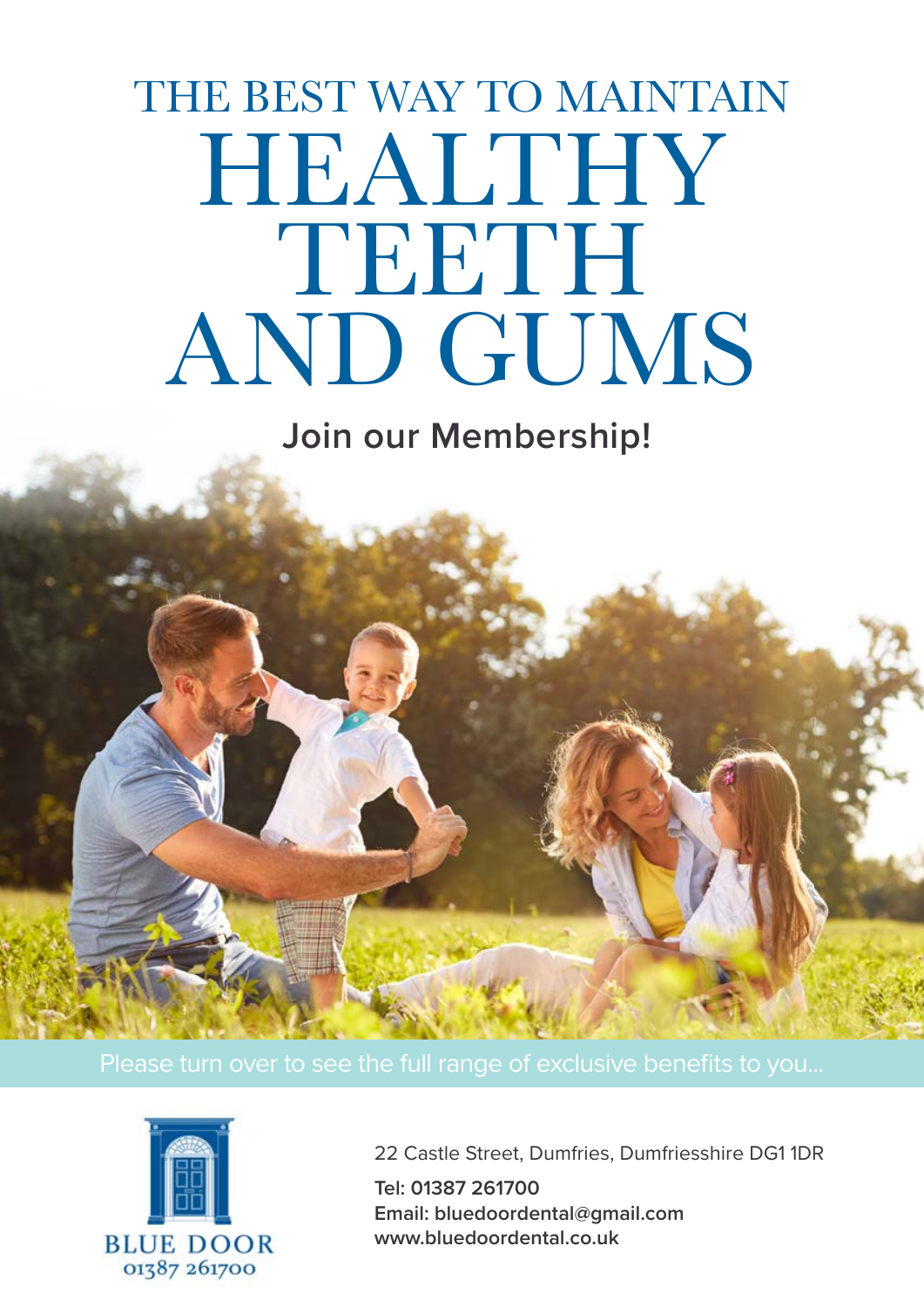# THE BEST WAY TO MAINTAIN HEALTHY TEETH AND GUMS

**Join our Membership!**

Please turn over to see the full range of exclusive benefits to you...

BLUE DOOR
01387 261700

22 Castle Street, Dumfries, Dumfriesshire DG1 1DR

**Tel: 01387 261700**
**Email: bluedoordental@gmail.com**
**www.bluedoordental.co.uk**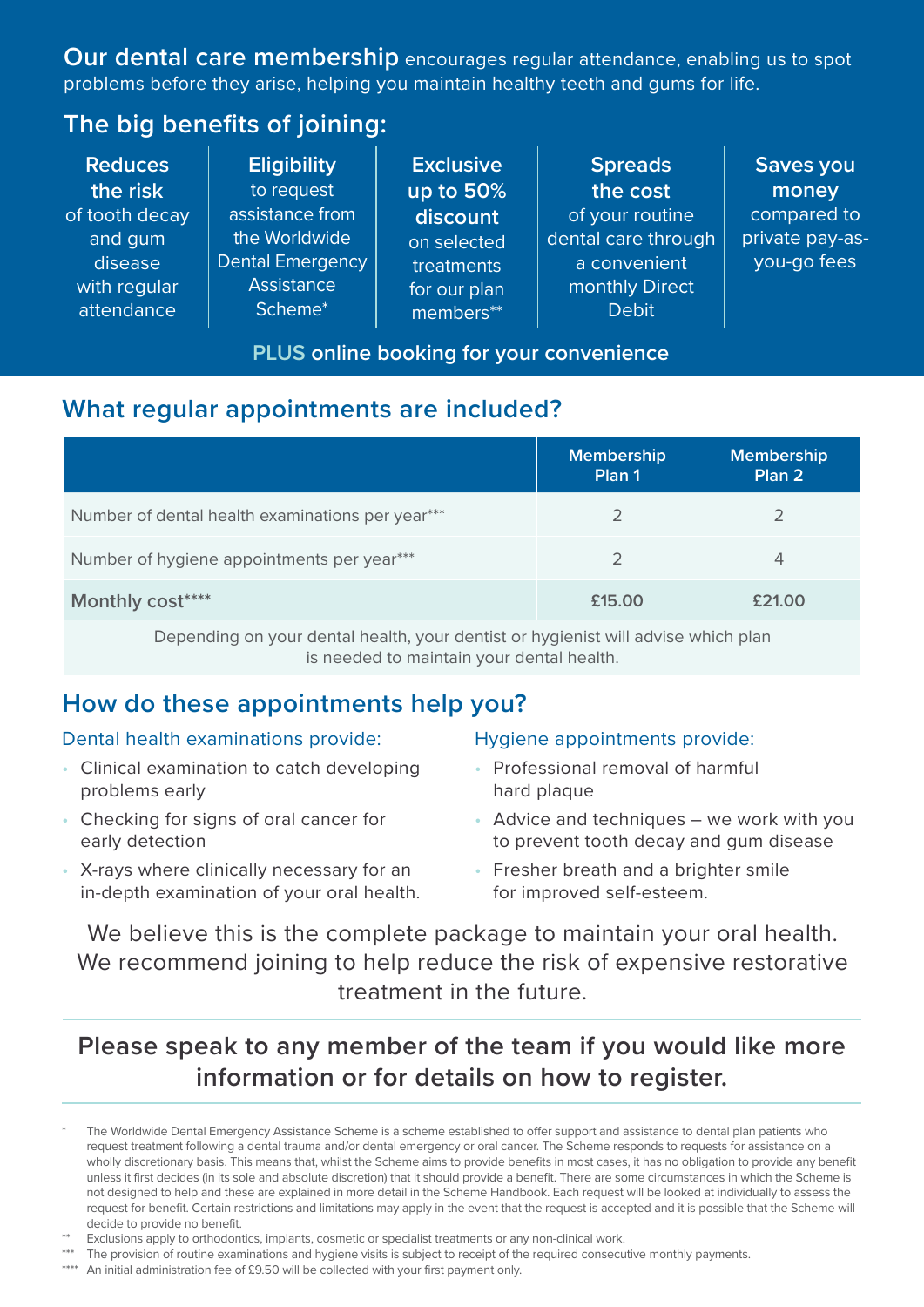**Our dental care membership** encourages regular attendance, enabling us to spot problems before they arise, helping you maintain healthy teeth and gums for life.

## The big benefits of joining:

- **Reduces the risk** of tooth decay and gum disease with regular attendance
- **Eligibility** to request assistance from the Worldwide Dental Emergency Assistance Scheme*
- **Exclusive up to 50% discount** on selected treatments for our plan members**
- **Spreads the cost** of your routine dental care through a convenient monthly Direct Debit
- **Saves you money** compared to private pay-as-you-go fees

**PLUS online booking for your convenience**

## What regular appointments are included?

| | Membership Plan 1 | Membership Plan 2 |
|---|---|---|
| Number of dental health examinations per year*** | 2 | 2 |
| Number of hygiene appointments per year*** | 2 | 4 |
| **Monthly cost******| **£15.00** | **£21.00** |

Depending on your dental health, your dentist or hygienist will advise which plan is needed to maintain your dental health.

## How do these appointments help you?

### Dental health examinations provide:

- Clinical examination to catch developing problems early
- Checking for signs of oral cancer for early detection
- X-rays where clinically necessary for an in-depth examination of your oral health.

### Hygiene appointments provide:

- Professional removal of harmful hard plaque
- Advice and techniques – we work with you to prevent tooth decay and gum disease
- Fresher breath and a brighter smile for improved self-esteem.

We believe this is the complete package to maintain your oral health. We recommend joining to help reduce the risk of expensive restorative treatment in the future.

**Please speak to any member of the team if you would like more information or for details on how to register.**

* The Worldwide Dental Emergency Assistance Scheme is a scheme established to offer support and assistance to dental plan patients who request treatment following a dental trauma and/or dental emergency or oral cancer. The Scheme responds to requests for assistance on a wholly discretionary basis. This means that, whilst the Scheme aims to provide benefits in most cases, it has no obligation to provide any benefit unless it first decides (in its sole and absolute discretion) that it should provide a benefit. There are some circumstances in which the Scheme is not designed to help and these are explained in more detail in the Scheme Handbook. Each request will be looked at individually to assess the request for benefit. Certain restrictions and limitations may apply in the event that the request is accepted and it is possible that the Scheme will decide to provide no benefit.

** Exclusions apply to orthodontics, implants, cosmetic or specialist treatments or any non-clinical work.

*** The provision of routine examinations and hygiene visits is subject to receipt of the required consecutive monthly payments.

**** An initial administration fee of £9.50 will be collected with your first payment only.